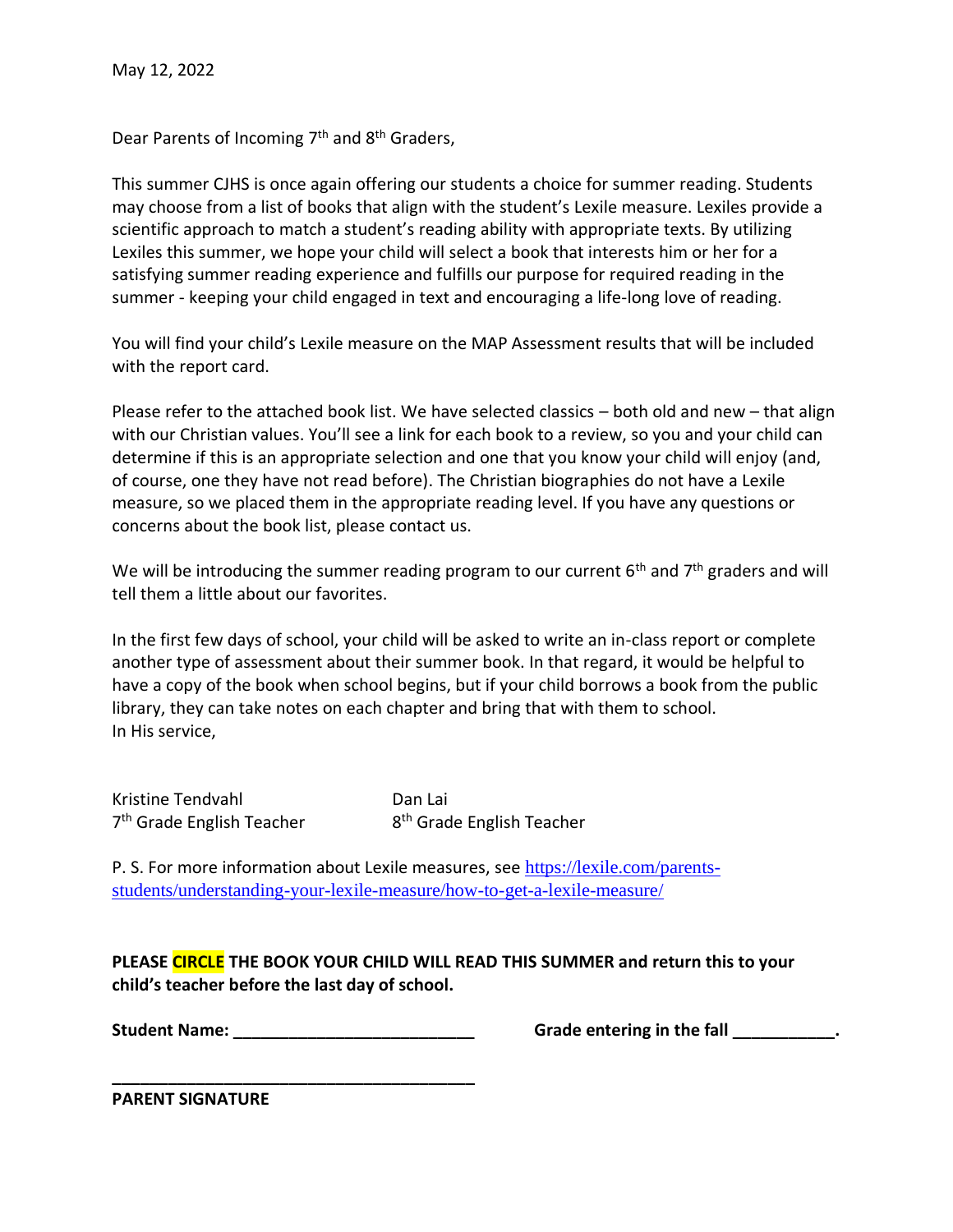May 12, 2022

Dear Parents of Incoming 7th and 8th Graders,

This summer CJHS is once again offering our students a choice for summer reading. Students may choose from a list of books that align with the student's Lexile measure. Lexiles provide a scientific approach to match a student's reading ability with appropriate texts. By utilizing Lexiles this summer, we hope your child will select a book that interests him or her for a satisfying summer reading experience and fulfills our purpose for required reading in the summer - keeping your child engaged in text and encouraging a life-long love of reading.

You will find your child's Lexile measure on the MAP Assessment results that will be included with the report card.

Please refer to the attached book list. We have selected classics – both old and new – that align with our Christian values. You'll see a link for each book to a review, so you and your child can determine if this is an appropriate selection and one that you know your child will enjoy (and, of course, one they have not read before). The Christian biographies do not have a Lexile measure, so we placed them in the appropriate reading level. If you have any questions or concerns about the book list, please contact us.

We will be introducing the summer reading program to our current 6th and 7th graders and will tell them a little about our favorites.

In the first few days of school, your child will be asked to write an in-class report or complete another type of assessment about their summer book. In that regard, it would be helpful to have a copy of the book when school begins, but if your child borrows a book from the public library, they can take notes on each chapter and bring that with them to school.

In His service,

Kristine Tendvahl
7th Grade English Teacher

Dan Lai
8th Grade English Teacher

P. S. For more information about Lexile measures, see https://lexile.com/parents-students/understanding-your-lexile-measure/how-to-get-a-lexile-measure/

**PLEASE CIRCLE THE BOOK YOUR CHILD WILL READ THIS SUMMER and return this to your child's teacher before the last day of school.**

**Student Name: ___________________________** **Grade entering in the fall ___________.**

**________________________________________**

**PARENT SIGNATURE**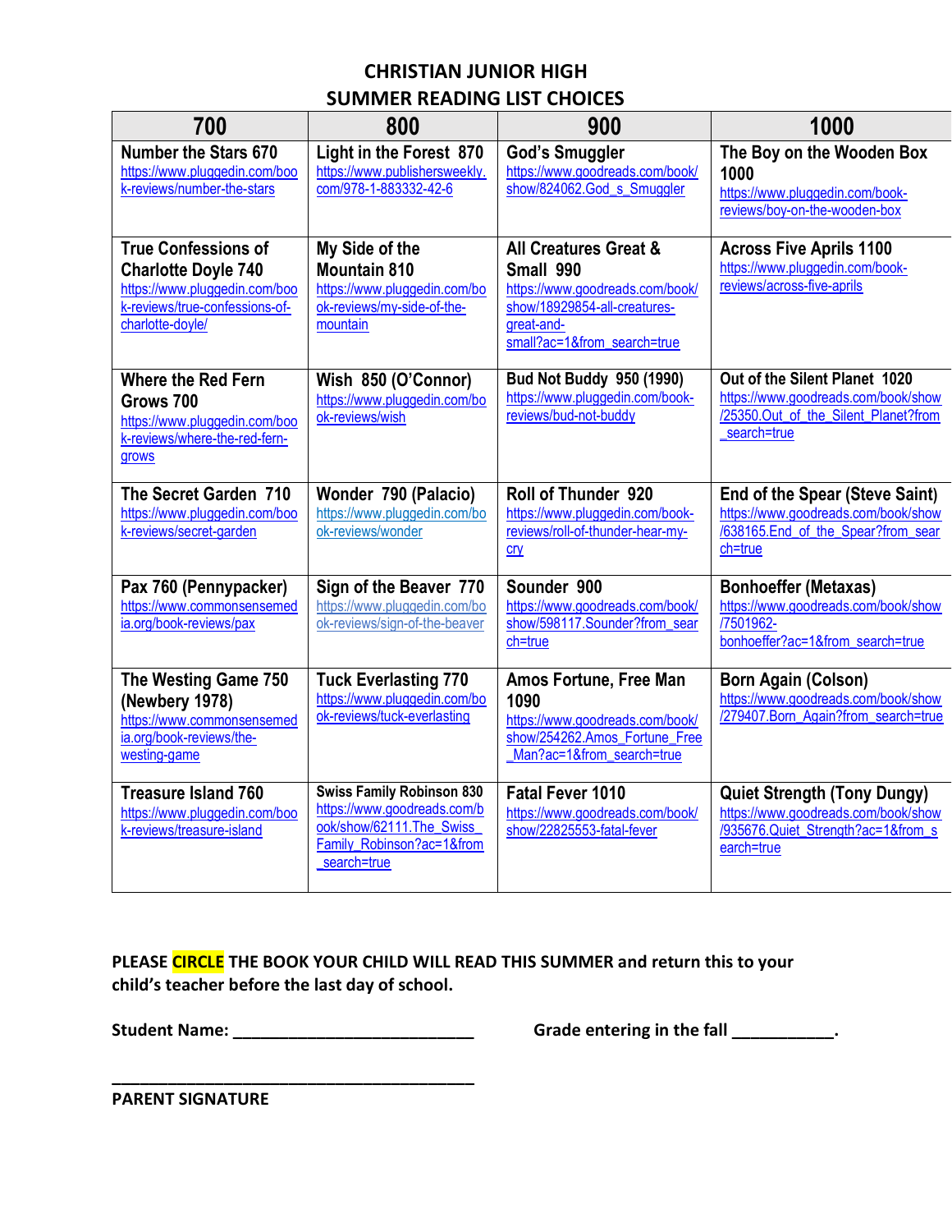# CHRISTIAN JUNIOR HIGH
## SUMMER READING LIST CHOICES

| 700 | 800 | 900 | 1000 |
|---|---|---|---|
| **Number the Stars 670** https://www.pluggedin.com/book-reviews/number-the-stars | **Light in the Forest 870** https://www.publishersweekly.com/978-1-883332-42-6 | **God's Smuggler** https://www.goodreads.com/book/show/824062.God_s_Smuggler | **The Boy on the Wooden Box 1000** https://www.pluggedin.com/book-reviews/boy-on-the-wooden-box |
| **True Confessions of Charlotte Doyle 740** https://www.pluggedin.com/book-reviews/true-confessions-of-charlotte-doyle/ | **My Side of the Mountain 810** https://www.pluggedin.com/book-reviews/my-side-of-the-mountain | **All Creatures Great & Small 990** https://www.goodreads.com/book/show/18929854-all-creatures-great-and-small?ac=1&from_search=true | **Across Five Aprils 1100** https://www.pluggedin.com/book-reviews/across-five-aprils |
| **Where the Red Fern Grows 700** https://www.pluggedin.com/book-reviews/where-the-red-fern-grows | **Wish 850 (O'Connor)** https://www.pluggedin.com/book-reviews/wish | **Bud Not Buddy 950 (1990)** https://www.pluggedin.com/book-reviews/bud-not-buddy | **Out of the Silent Planet 1020** https://www.goodreads.com/book/show/25350.Out_of_the_Silent_Planet?from_search=true |
| **The Secret Garden 710** https://www.pluggedin.com/book-reviews/secret-garden | **Wonder 790 (Palacio)** https://www.pluggedin.com/book-reviews/wonder | **Roll of Thunder 920** https://www.pluggedin.com/book-reviews/roll-of-thunder-hear-my-cry | **End of the Spear (Steve Saint)** https://www.goodreads.com/book/show/638165.End_of_the_Spear?from_search=true |
| **Pax 760 (Pennypacker)** https://www.commonsensemedia.org/book-reviews/pax | **Sign of the Beaver 770** https://www.pluggedin.com/book-reviews/sign-of-the-beaver | **Sounder 900** https://www.goodreads.com/book/show/598117.Sounder?from_search=true | **Bonhoeffer (Metaxas)** https://www.goodreads.com/book/show/7501962-bonhoeffer?ac=1&from_search=true |
| **The Westing Game 750 (Newbery 1978)** https://www.commonsensemedia.org/book-reviews/the-westing-game | **Tuck Everlasting 770** https://www.pluggedin.com/book-reviews/tuck-everlasting | **Amos Fortune, Free Man 1090** https://www.goodreads.com/book/show/254262.Amos_Fortune_Free_Man?ac=1&from_search=true | **Born Again (Colson)** https://www.goodreads.com/book/show/279407.Born_Again?from_search=true |
| **Treasure Island 760** https://www.pluggedin.com/book-reviews/treasure-island | **Swiss Family Robinson 830** https://www.goodreads.com/book/show/62111.The_Swiss_Family_Robinson?ac=1&from_search=true | **Fatal Fever 1010** https://www.goodreads.com/book/show/22825553-fatal-fever | **Quiet Strength (Tony Dungy)** https://www.goodreads.com/book/show/935676.Quiet_Strength?ac=1&from_search=true |

**PLEASE CIRCLE THE BOOK YOUR CHILD WILL READ THIS SUMMER and return this to your child's teacher before the last day of school.**

**Student Name:** ___________________________ **Grade entering in the fall** ___________.

_________________________________________

**PARENT SIGNATURE**